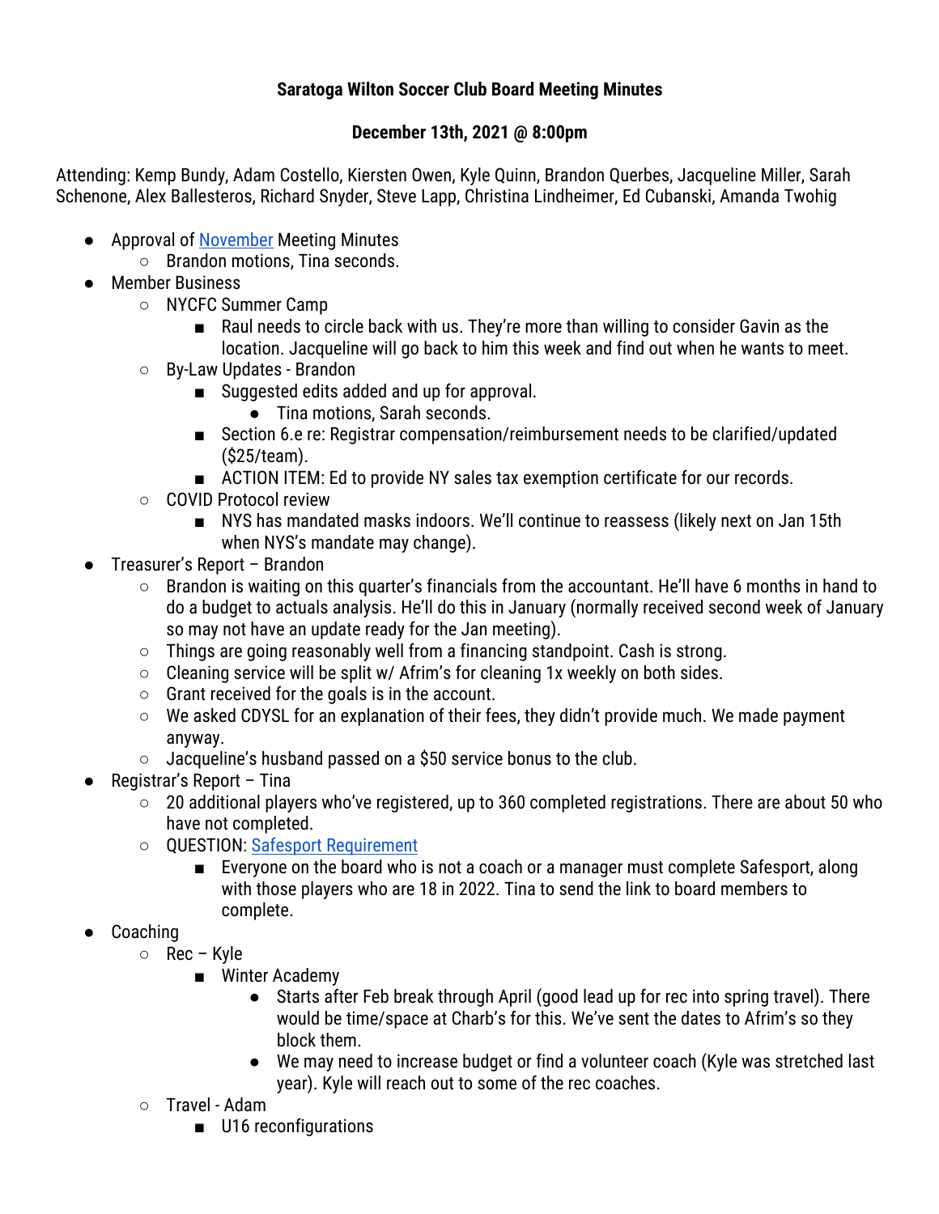**Saratoga Wilton Soccer Club Board Meeting Minutes**

**December 13th, 2021 @ 8:00pm**

Attending: Kemp Bundy, Adam Costello, Kiersten Owen, Kyle Quinn, Brandon Querbes, Jacqueline Miller, Sarah Schenone, Alex Ballesteros, Richard Snyder, Steve Lapp, Christina Lindheimer, Ed Cubanski, Amanda Twohig

- Approval of November Meeting Minutes
  - Brandon motions, Tina seconds.
- Member Business
  - NYCFC Summer Camp
    - Raul needs to circle back with us. They're more than willing to consider Gavin as the location. Jacqueline will go back to him this week and find out when he wants to meet.
  - By-Law Updates - Brandon
    - Suggested edits added and up for approval.
      - Tina motions, Sarah seconds.
    - Section 6.e re: Registrar compensation/reimbursement needs to be clarified/updated ($25/team).
    - ACTION ITEM: Ed to provide NY sales tax exemption certificate for our records.
  - COVID Protocol review
    - NYS has mandated masks indoors. We'll continue to reassess (likely next on Jan 15th when NYS's mandate may change).
- Treasurer's Report – Brandon
  - Brandon is waiting on this quarter's financials from the accountant. He'll have 6 months in hand to do a budget to actuals analysis. He'll do this in January (normally received second week of January so may not have an update ready for the Jan meeting).
  - Things are going reasonably well from a financing standpoint. Cash is strong.
  - Cleaning service will be split w/ Afrim's for cleaning 1x weekly on both sides.
  - Grant received for the goals is in the account.
  - We asked CDYSL for an explanation of their fees, they didn't provide much. We made payment anyway.
  - Jacqueline's husband passed on a $50 service bonus to the club.
- Registrar's Report – Tina
  - 20 additional players who've registered, up to 360 completed registrations. There are about 50 who have not completed.
  - QUESTION: Safesport Requirement
    - Everyone on the board who is not a coach or a manager must complete Safesport, along with those players who are 18 in 2022. Tina to send the link to board members to complete.
- Coaching
  - Rec – Kyle
    - Winter Academy
      - Starts after Feb break through April (good lead up for rec into spring travel). There would be time/space at Charb's for this. We've sent the dates to Afrim's so they block them.
      - We may need to increase budget or find a volunteer coach (Kyle was stretched last year). Kyle will reach out to some of the rec coaches.
  - Travel - Adam
    - U16 reconfigurations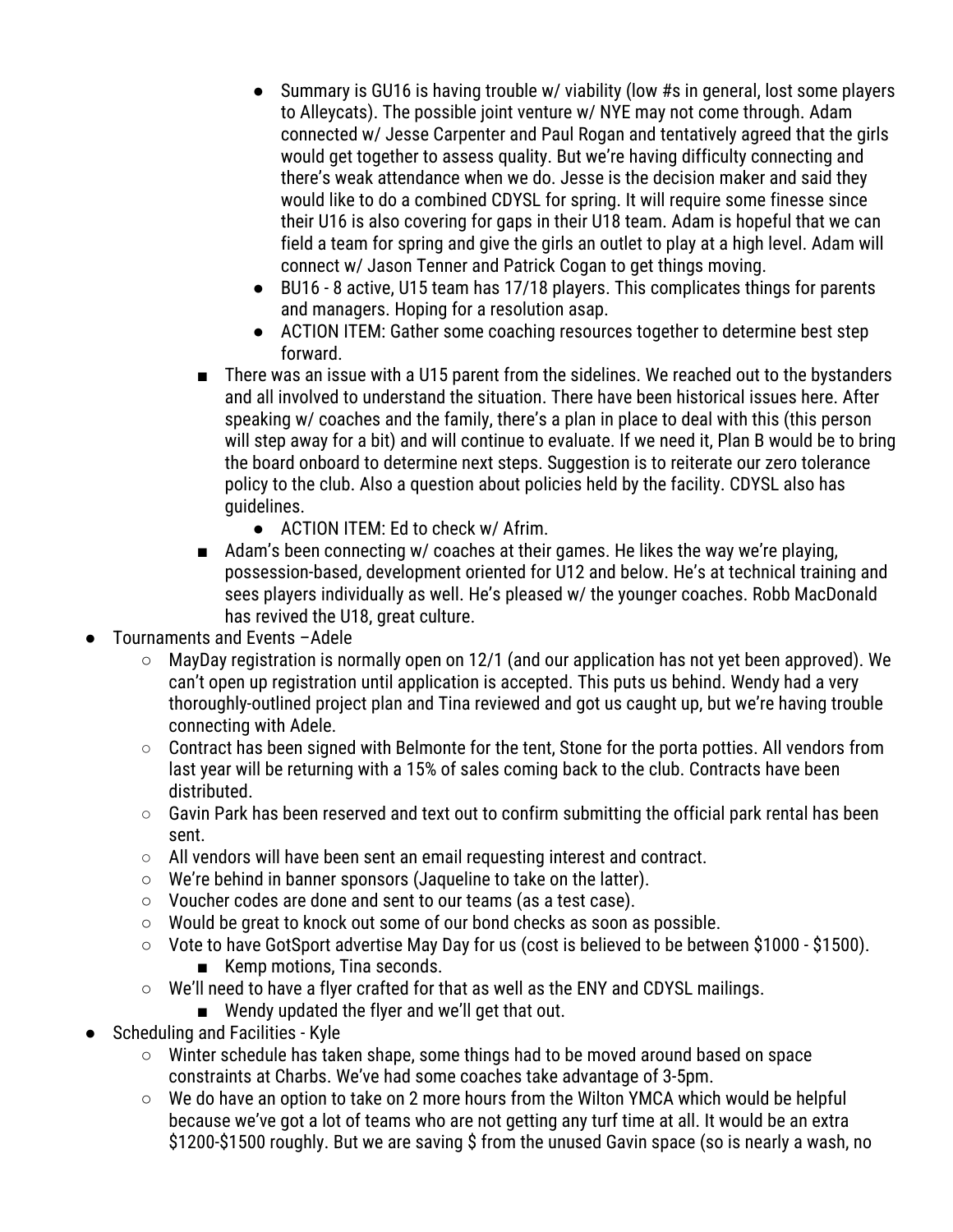- Summary is GU16 is having trouble w/ viability (low #s in general, lost some players to Alleycats). The possible joint venture w/ NYE may not come through. Adam connected w/ Jesse Carpenter and Paul Rogan and tentatively agreed that the girls would get together to assess quality. But we're having difficulty connecting and there's weak attendance when we do. Jesse is the decision maker and said they would like to do a combined CDYSL for spring. It will require some finesse since their U16 is also covering for gaps in their U18 team. Adam is hopeful that we can field a team for spring and give the girls an outlet to play at a high level. Adam will connect w/ Jason Tenner and Patrick Cogan to get things moving.
        - BU16 - 8 active, U15 team has 17/18 players. This complicates things for parents and managers. Hoping for a resolution asap.
        - ACTION ITEM: Gather some coaching resources together to determine best step forward.
    - There was an issue with a U15 parent from the sidelines. We reached out to the bystanders and all involved to understand the situation. There have been historical issues here. After speaking w/ coaches and the family, there's a plan in place to deal with this (this person will step away for a bit) and will continue to evaluate. If we need it, Plan B would be to bring the board onboard to determine next steps. Suggestion is to reiterate our zero tolerance policy to the club. Also a question about policies held by the facility. CDYSL also has guidelines.
        - ACTION ITEM: Ed to check w/ Afrim.
    - Adam's been connecting w/ coaches at their games. He likes the way we're playing, possession-based, development oriented for U12 and below. He's at technical training and sees players individually as well. He's pleased w/ the younger coaches. Robb MacDonald has revived the U18, great culture.
- Tournaments and Events –Adele
    - MayDay registration is normally open on 12/1 (and our application has not yet been approved). We can't open up registration until application is accepted. This puts us behind. Wendy had a very thoroughly-outlined project plan and Tina reviewed and got us caught up, but we're having trouble connecting with Adele.
    - Contract has been signed with Belmonte for the tent, Stone for the porta potties. All vendors from last year will be returning with a 15% of sales coming back to the club. Contracts have been distributed.
    - Gavin Park has been reserved and text out to confirm submitting the official park rental has been sent.
    - All vendors will have been sent an email requesting interest and contract.
    - We're behind in banner sponsors (Jaqueline to take on the latter).
    - Voucher codes are done and sent to our teams (as a test case).
    - Would be great to knock out some of our bond checks as soon as possible.
    - Vote to have GotSport advertise May Day for us (cost is believed to be between $1000 - $1500).
        - Kemp motions, Tina seconds.
    - We'll need to have a flyer crafted for that as well as the ENY and CDYSL mailings.
        - Wendy updated the flyer and we'll get that out.
- Scheduling and Facilities - Kyle
    - Winter schedule has taken shape, some things had to be moved around based on space constraints at Charbs. We've had some coaches take advantage of 3-5pm.
    - We do have an option to take on 2 more hours from the Wilton YMCA which would be helpful because we've got a lot of teams who are not getting any turf time at all. It would be an extra $1200-$1500 roughly. But we are saving $ from the unused Gavin space (so is nearly a wash, no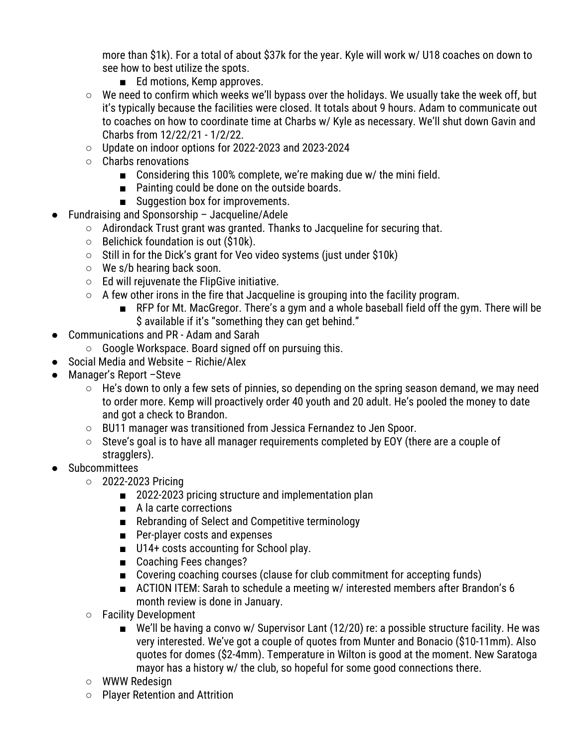more than $1k). For a total of about $37k for the year. Kyle will work w/ U18 coaches on down to see how to best utilize the spots.
        - Ed motions, Kemp approves.
    - We need to confirm which weeks we'll bypass over the holidays. We usually take the week off, but it's typically because the facilities were closed. It totals about 9 hours. Adam to communicate out to coaches on how to coordinate time at Charbs w/ Kyle as necessary. We'll shut down Gavin and Charbs from 12/22/21 - 1/2/22.
    - Update on indoor options for 2022-2023 and 2023-2024
    - Charbs renovations
        - Considering this 100% complete, we're making due w/ the mini field.
        - Painting could be done on the outside boards.
        - Suggestion box for improvements.
- Fundraising and Sponsorship – Jacqueline/Adele
    - Adirondack Trust grant was granted. Thanks to Jacqueline for securing that.
    - Belichick foundation is out ($10k).
    - Still in for the Dick's grant for Veo video systems (just under $10k)
    - We s/b hearing back soon.
    - Ed will rejuvenate the FlipGive initiative.
    - A few other irons in the fire that Jacqueline is grouping into the facility program.
        - RFP for Mt. MacGregor. There's a gym and a whole baseball field off the gym. There will be $ available if it's "something they can get behind."
- Communications and PR - Adam and Sarah
    - Google Workspace. Board signed off on pursuing this.
- Social Media and Website – Richie/Alex
- Manager's Report –Steve
    - He's down to only a few sets of pinnies, so depending on the spring season demand, we may need to order more. Kemp will proactively order 40 youth and 20 adult. He's pooled the money to date and got a check to Brandon.
    - BU11 manager was transitioned from Jessica Fernandez to Jen Spoor.
    - Steve's goal is to have all manager requirements completed by EOY (there are a couple of stragglers).
- Subcommittees
    - 2022-2023 Pricing
        - 2022-2023 pricing structure and implementation plan
        - A la carte corrections
        - Rebranding of Select and Competitive terminology
        - Per-player costs and expenses
        - U14+ costs accounting for School play.
        - Coaching Fees changes?
        - Covering coaching courses (clause for club commitment for accepting funds)
        - ACTION ITEM: Sarah to schedule a meeting w/ interested members after Brandon's 6 month review is done in January.
    - Facility Development
        - We'll be having a convo w/ Supervisor Lant (12/20) re: a possible structure facility. He was very interested. We've got a couple of quotes from Munter and Bonacio ($10-11mm). Also quotes for domes ($2-4mm). Temperature in Wilton is good at the moment. New Saratoga mayor has a history w/ the club, so hopeful for some good connections there.
    - WWW Redesign
    - Player Retention and Attrition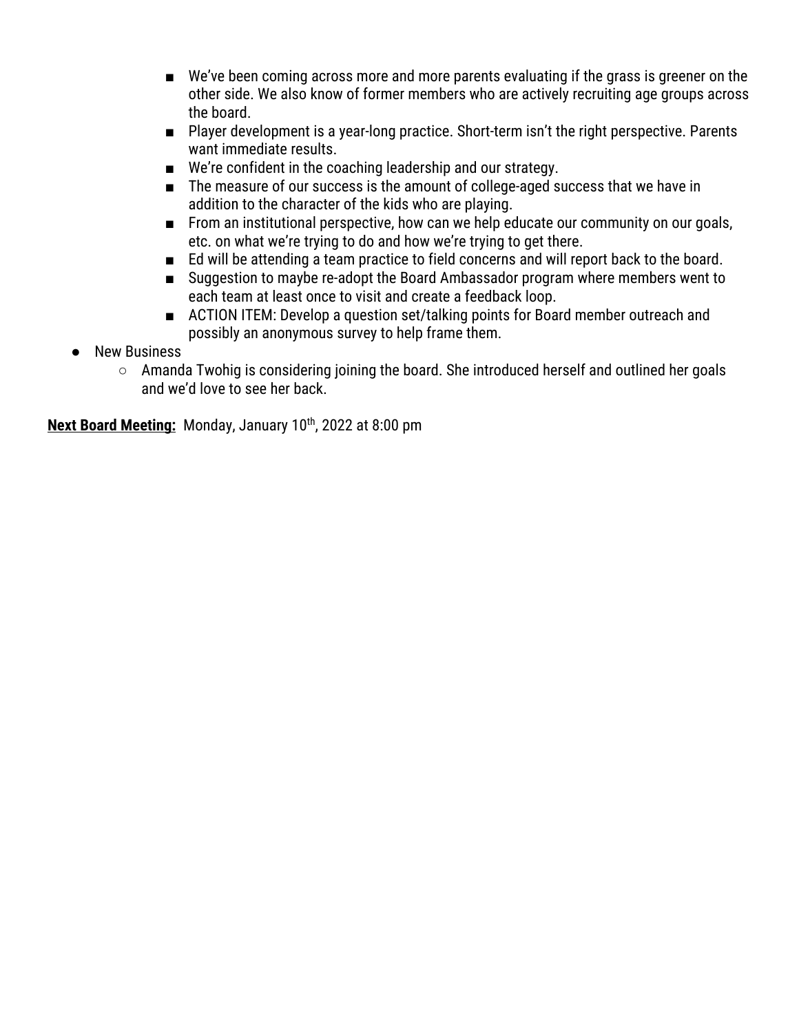- We've been coming across more and more parents evaluating if the grass is greener on the other side. We also know of former members who are actively recruiting age groups across the board.
            - Player development is a year-long practice. Short-term isn't the right perspective. Parents want immediate results.
            - We're confident in the coaching leadership and our strategy.
            - The measure of our success is the amount of college-aged success that we have in addition to the character of the kids who are playing.
            - From an institutional perspective, how can we help educate our community on our goals, etc. on what we're trying to do and how we're trying to get there.
            - Ed will be attending a team practice to field concerns and will report back to the board.
            - Suggestion to maybe re-adopt the Board Ambassador program where members went to each team at least once to visit and create a feedback loop.
            - ACTION ITEM: Develop a question set/talking points for Board member outreach and possibly an anonymous survey to help frame them.

- New Business
    - Amanda Twohig is considering joining the board. She introduced herself and outlined her goals and we'd love to see her back.

**Next Board Meeting:** Monday, January 10th, 2022 at 8:00 pm